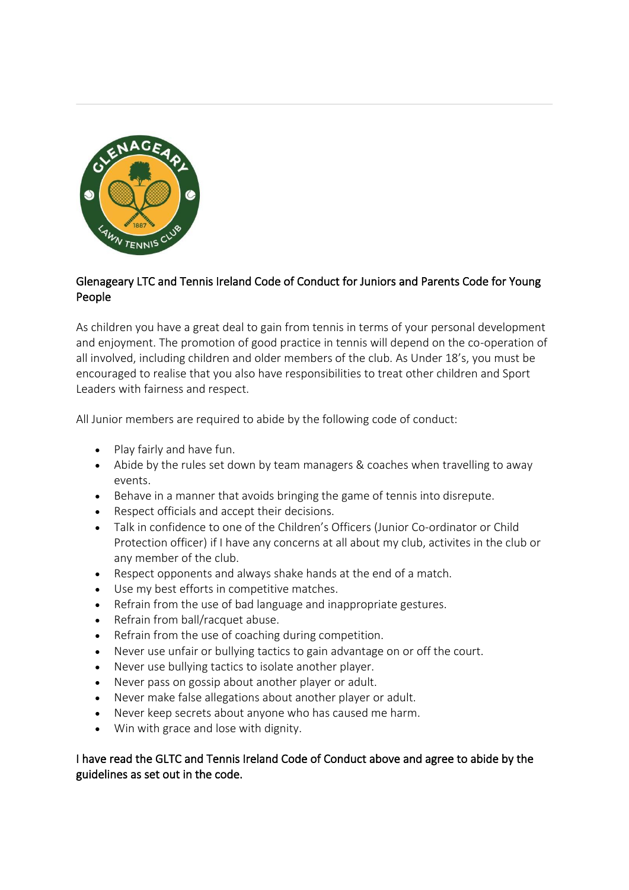## Glenageary LTC and Tennis Ireland Code of Conduct for Juniors and Parents Code for Young People

As children you have a great deal to gain from tennis in terms of your personal development and enjoyment. The promotion of good practice in tennis will depend on the co-operation of all involved, including children and older members of the club. As Under 18's, you must be encouraged to realise that you also have responsibilities to treat other children and Sport Leaders with fairness and respect.

All Junior members are required to abide by the following code of conduct:

- Play fairly and have fun.
- Abide by the rules set down by team managers & coaches when travelling to away events.
- Behave in a manner that avoids bringing the game of tennis into disrepute.
- Respect officials and accept their decisions.
- Talk in confidence to one of the Children's Officers (Junior Co-ordinator or Child Protection officer) if I have any concerns at all about my club, activites in the club or any member of the club.
- Respect opponents and always shake hands at the end of a match.
- Use my best efforts in competitive matches.
- Refrain from the use of bad language and inappropriate gestures.
- Refrain from ball/racquet abuse.
- Refrain from the use of coaching during competition.
- Never use unfair or bullying tactics to gain advantage on or off the court.
- Never use bullying tactics to isolate another player.
- Never pass on gossip about another player or adult.
- Never make false allegations about another player or adult.
- Never keep secrets about anyone who has caused me harm.
- Win with grace and lose with dignity.

I have read the GLTC and Tennis Ireland Code of Conduct above and agree to abide by the guidelines as set out in the code.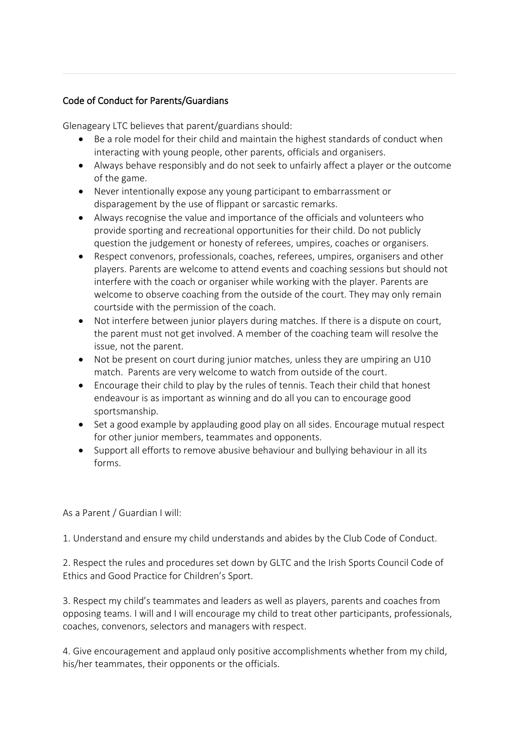## Code of Conduct for Parents/Guardians

Glenageary LTC believes that parent/guardians should:

- Be a role model for their child and maintain the highest standards of conduct when interacting with young people, other parents, officials and organisers.
- Always behave responsibly and do not seek to unfairly affect a player or the outcome of the game.
- Never intentionally expose any young participant to embarrassment or disparagement by the use of flippant or sarcastic remarks.
- Always recognise the value and importance of the officials and volunteers who provide sporting and recreational opportunities for their child. Do not publicly question the judgement or honesty of referees, umpires, coaches or organisers.
- Respect convenors, professionals, coaches, referees, umpires, organisers and other players. Parents are welcome to attend events and coaching sessions but should not interfere with the coach or organiser while working with the player. Parents are welcome to observe coaching from the outside of the court. They may only remain courtside with the permission of the coach.
- Not interfere between junior players during matches. If there is a dispute on court, the parent must not get involved. A member of the coaching team will resolve the issue, not the parent.
- Not be present on court during junior matches, unless they are umpiring an U10 match. Parents are very welcome to watch from outside of the court.
- Encourage their child to play by the rules of tennis. Teach their child that honest endeavour is as important as winning and do all you can to encourage good sportsmanship.
- Set a good example by applauding good play on all sides. Encourage mutual respect for other junior members, teammates and opponents.
- Support all efforts to remove abusive behaviour and bullying behaviour in all its forms.

As a Parent / Guardian I will:

1. Understand and ensure my child understands and abides by the Club Code of Conduct.

2. Respect the rules and procedures set down by GLTC and the Irish Sports Council Code of Ethics and Good Practice for Children's Sport.

3. Respect my child's teammates and leaders as well as players, parents and coaches from opposing teams. I will and I will encourage my child to treat other participants, professionals, coaches, convenors, selectors and managers with respect.

4. Give encouragement and applaud only positive accomplishments whether from my child, his/her teammates, their opponents or the officials.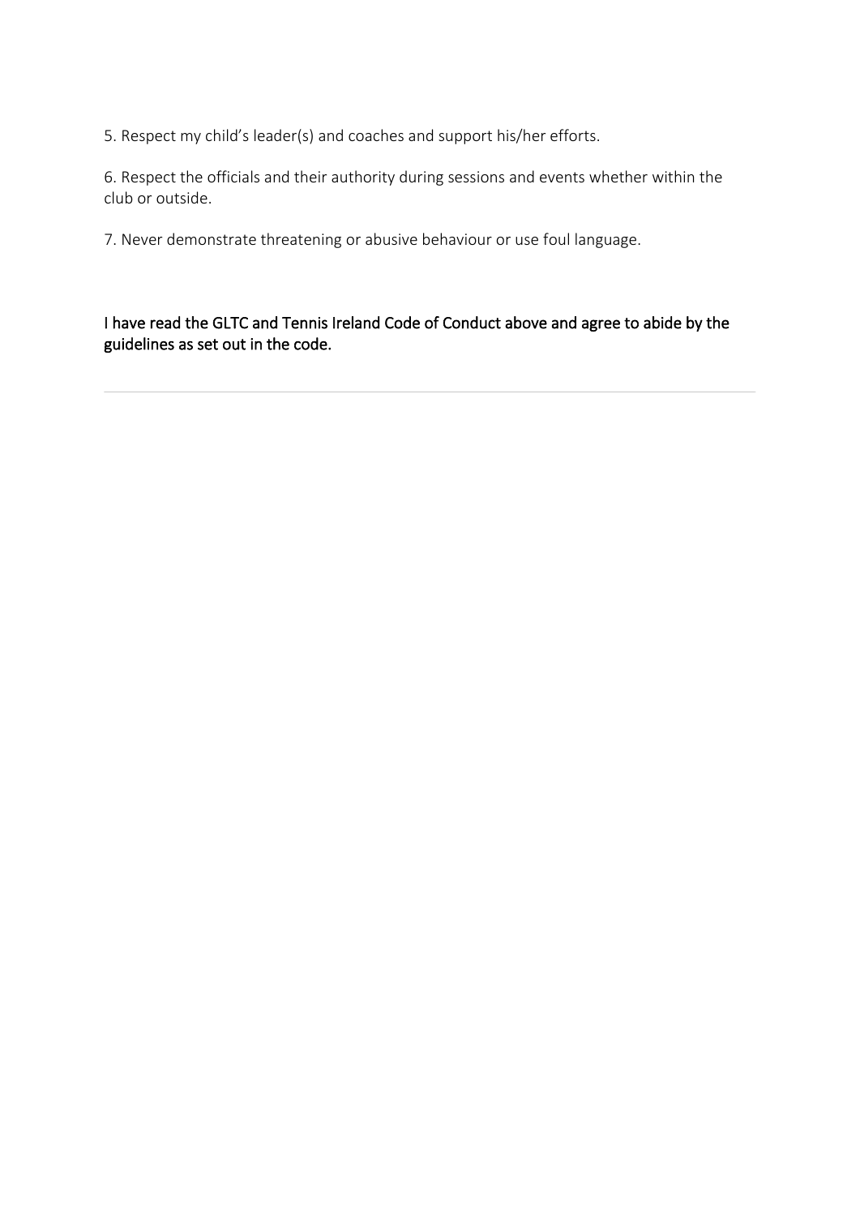5. Respect my child's leader(s) and coaches and support his/her efforts.

6. Respect the officials and their authority during sessions and events whether within the club or outside.

7. Never demonstrate threatening or abusive behaviour or use foul language.

I have read the GLTC and Tennis Ireland Code of Conduct above and agree to abide by the guidelines as set out in the code.

---